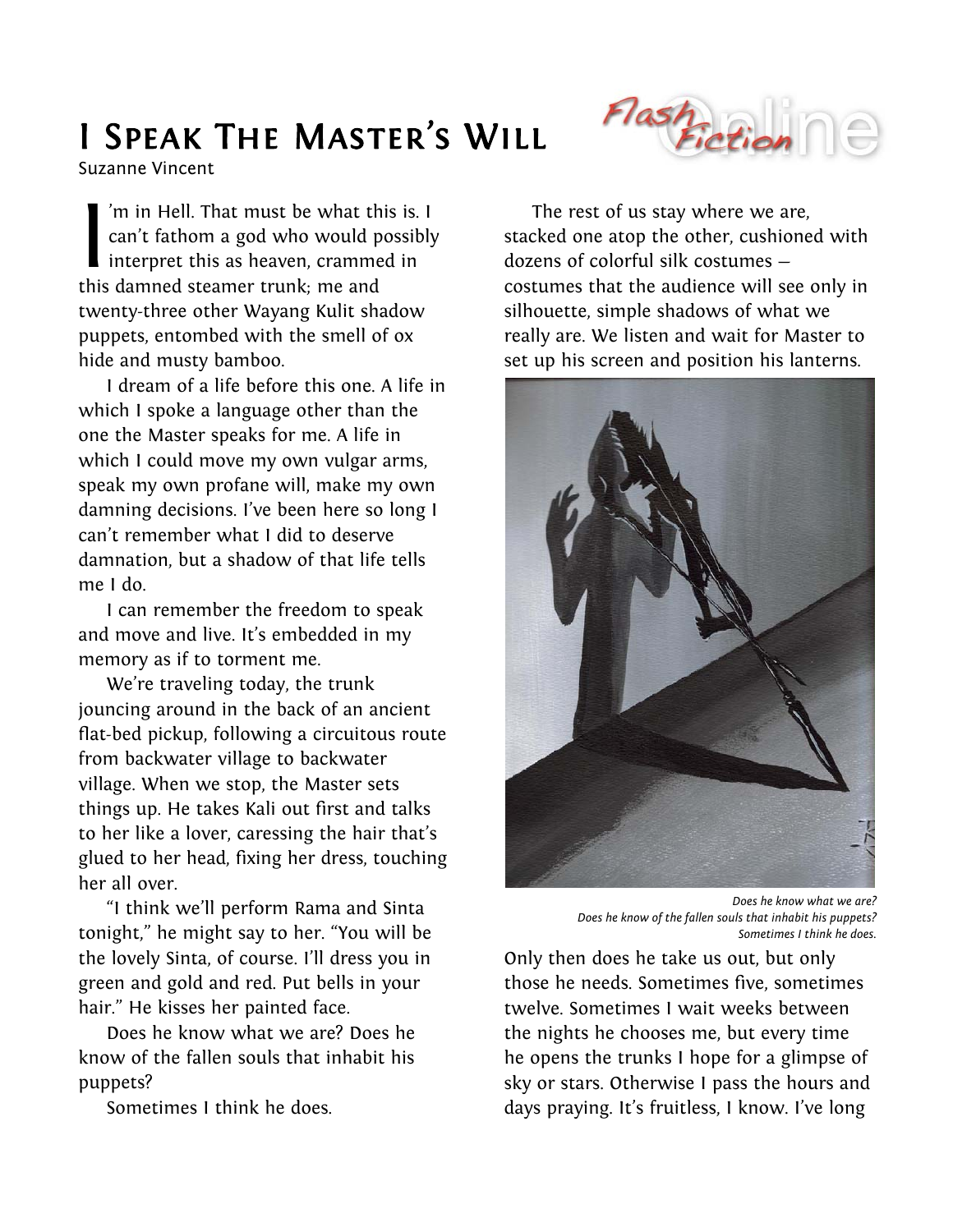# I Speak The Master's Will

Suzanne Vincent

I'm in Hell. That must be what this is. I can't fathom a god who would possibly interpret this as heaven, crammed in this damned steamer trunk; me and twenty-three other Wayang Kulit shadow puppets, entombed with the smell of ox hide and musty bamboo.

I dream of a life before this one. A life in which I spoke a language other than the one the Master speaks for me. A life in which I could move my own vulgar arms, speak my own profane will, make my own damning decisions. I've been here so long I can't remember what I did to deserve damnation, but a shadow of that life tells me I do.

I can remember the freedom to speak and move and live. It's embedded in my memory as if to torment me.

We're traveling today, the trunk jouncing around in the back of an ancient flat-bed pickup, following a circuitous route from backwater village to backwater village. When we stop, the Master sets things up. He takes Kali out first and talks to her like a lover, caressing the hair that's glued to her head, fixing her dress, touching her all over.

"I think we'll perform Rama and Sinta tonight," he might say to her. "You will be the lovely Sinta, of course. I'll dress you in green and gold and red. Put bells in your hair." He kisses her painted face.

Does he know what we are? Does he know of the fallen souls that inhabit his puppets?

Sometimes I think he does.

The rest of us stay where we are, stacked one atop the other, cushioned with dozens of colorful silk costumes — costumes that the audience will see only in silhouette, simple shadows of what we really are. We listen and wait for Master to set up his screen and position his lanterns.

*Does he know what we are?*
*Does he know of the fallen souls that inhabit his puppets?*
*Sometimes I think he does.*

Only then does he take us out, but only those he needs. Sometimes five, sometimes twelve. Sometimes I wait weeks between the nights he chooses me, but every time he opens the trunks I hope for a glimpse of sky or stars. Otherwise I pass the hours and days praying. It's fruitless, I know. I've long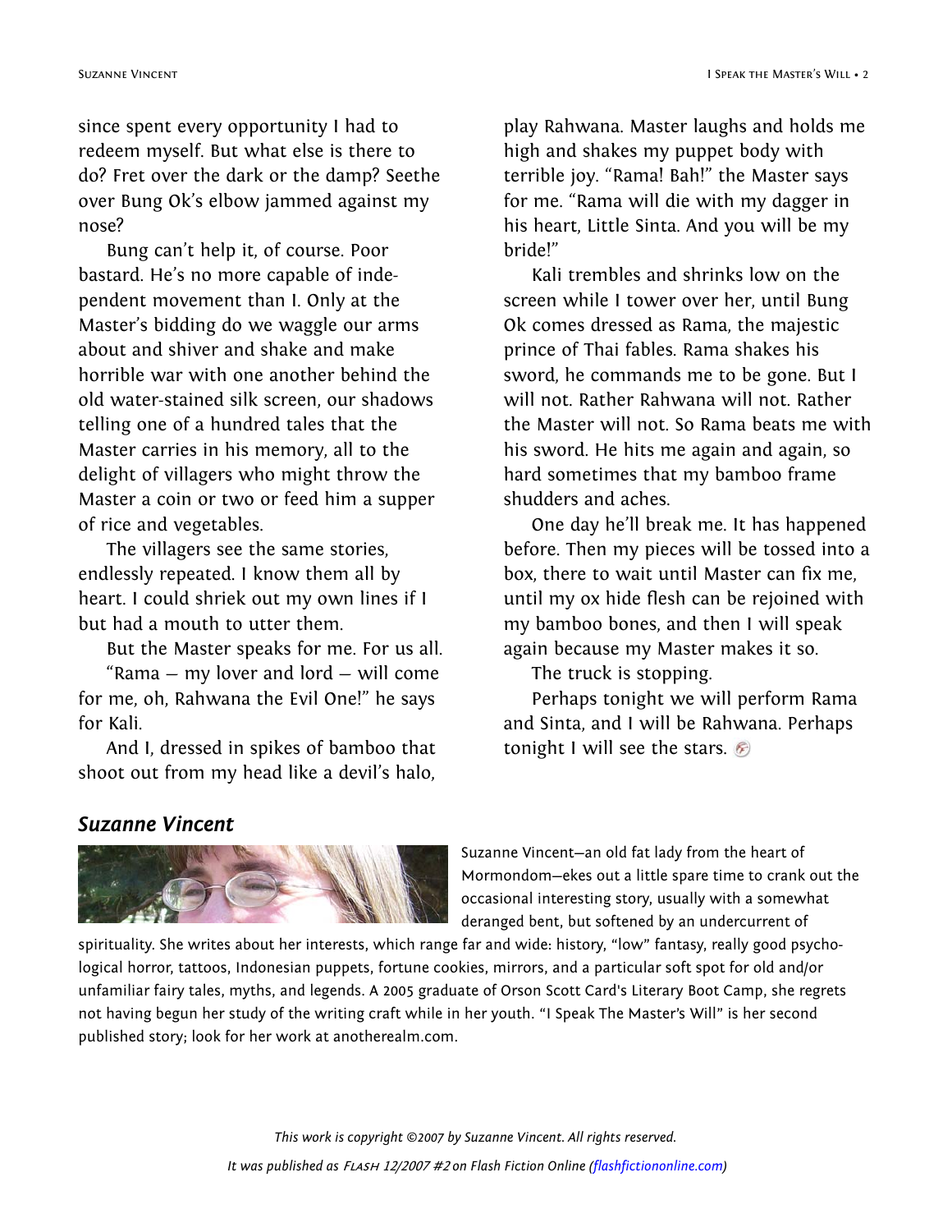since spent every opportunity I had to redeem myself. But what else is there to do? Fret over the dark or the damp? Seethe over Bung Ok's elbow jammed against my nose?

Bung can't help it, of course. Poor bastard. He's no more capable of independent movement than I. Only at the Master's bidding do we waggle our arms about and shiver and shake and make horrible war with one another behind the old water-stained silk screen, our shadows telling one of a hundred tales that the Master carries in his memory, all to the delight of villagers who might throw the Master a coin or two or feed him a supper of rice and vegetables.

The villagers see the same stories, endlessly repeated. I know them all by heart. I could shriek out my own lines if I but had a mouth to utter them.

But the Master speaks for me. For us all.

"Rama – my lover and lord – will come for me, oh, Rahwana the Evil One!" he says for Kali.

And I, dressed in spikes of bamboo that shoot out from my head like a devil's halo, play Rahwana. Master laughs and holds me high and shakes my puppet body with terrible joy. "Rama! Bah!" the Master says for me. "Rama will die with my dagger in his heart, Little Sinta. And you will be my bride!"

Kali trembles and shrinks low on the screen while I tower over her, until Bung Ok comes dressed as Rama, the majestic prince of Thai fables. Rama shakes his sword, he commands me to be gone. But I will not. Rather Rahwana will not. Rather the Master will not. So Rama beats me with his sword. He hits me again and again, so hard sometimes that my bamboo frame shudders and aches.

One day he'll break me. It has happened before. Then my pieces will be tossed into a box, there to wait until Master can fix me, until my ox hide flesh can be rejoined with my bamboo bones, and then I will speak again because my Master makes it so.

The truck is stopping.

Perhaps tonight we will perform Rama and Sinta, and I will be Rahwana. Perhaps tonight I will see the stars.

## *Suzanne Vincent*

Suzanne Vincent—an old fat lady from the heart of Mormondom—ekes out a little spare time to crank out the occasional interesting story, usually with a somewhat deranged bent, but softened by an undercurrent of spirituality. She writes about her interests, which range far and wide: history, "low" fantasy, really good psychological horror, tattoos, Indonesian puppets, fortune cookies, mirrors, and a particular soft spot for old and/or unfamiliar fairy tales, myths, and legends. A 2005 graduate of Orson Scott Card's Literary Boot Camp, she regrets not having begun her study of the writing craft while in her youth. "I Speak The Master's Will" is her second published story; look for her work at anotherealm.com.

*This work is copyright ©2007 by Suzanne Vincent. All rights reserved.*

*It was published as FLASH 12/2007 #2 on Flash Fiction Online (flashfictiononline.com)*